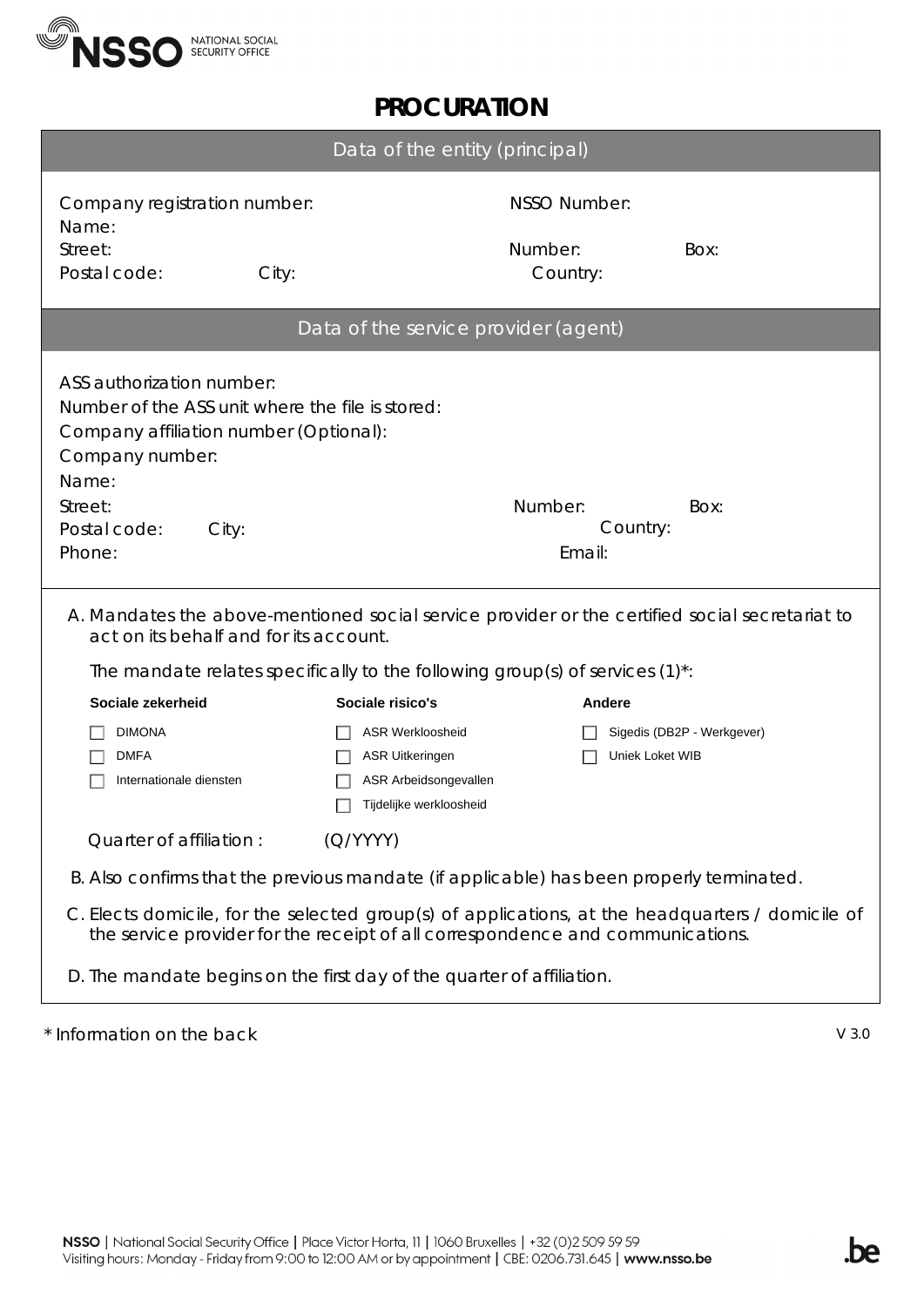# PROCURATION

## Data of the entity (principal)

Company registration number: NSSO Number:
Name:
Street: Number: Box:
Postal code: City: Country:

## Data of the service provider (agent)

ASS authorization number:
Number of the ASS unit where the file is stored:
Company affiliation number (Optional):
Company number:
Name:
Street: Number: Box:
Postal code: City: Country:
Phone: Email:

A. Mandates the above-mentioned social service provider or the certified social secretariat to act on its behalf and for its account.

The mandate relates specifically to the following group(s) of services (1)*:

| Sociale zekerheid | Sociale risico's | Andere |
|---|---|---|
| ☐ DIMONA | ☐ ASR Werkloosheid | ☐ Sigedis (DB2P - Werkgever) |
| ☐ DMFA | ☐ ASR Uitkeringen | ☐ Uniek Loket WIB |
| ☐ Internationale diensten | ☐ ASR Arbeidsongevallen | |
| | ☐ Tijdelijke werkloosheid | |

Quarter of affiliation : (Q/YYYY)

B. Also confirms that the previous mandate (if applicable) has been properly terminated.

C. Elects domicile, for the selected group(s) of applications, at the headquarters / domicile of the service provider for the receipt of all correspondence and communications.

D. The mandate begins on the first day of the quarter of affiliation.

* Information on the back

V 3.0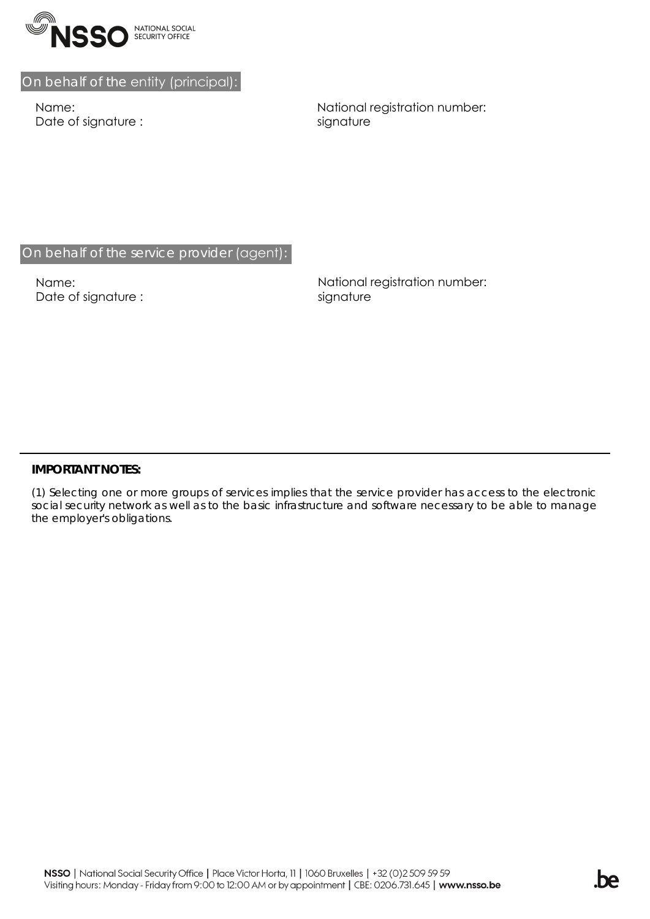## On behalf of the entity (principal):

Name:
Date of signature :

National registration number:
signature

## On behalf of the service provider (agent):

Name:
Date of signature :

National registration number:
signature

---

**IMPORTANT NOTES:**

(1) Selecting one or more groups of services implies that the service provider has access to the electronic social security network as well as to the basic infrastructure and software necessary to be able to manage the employer's obligations.